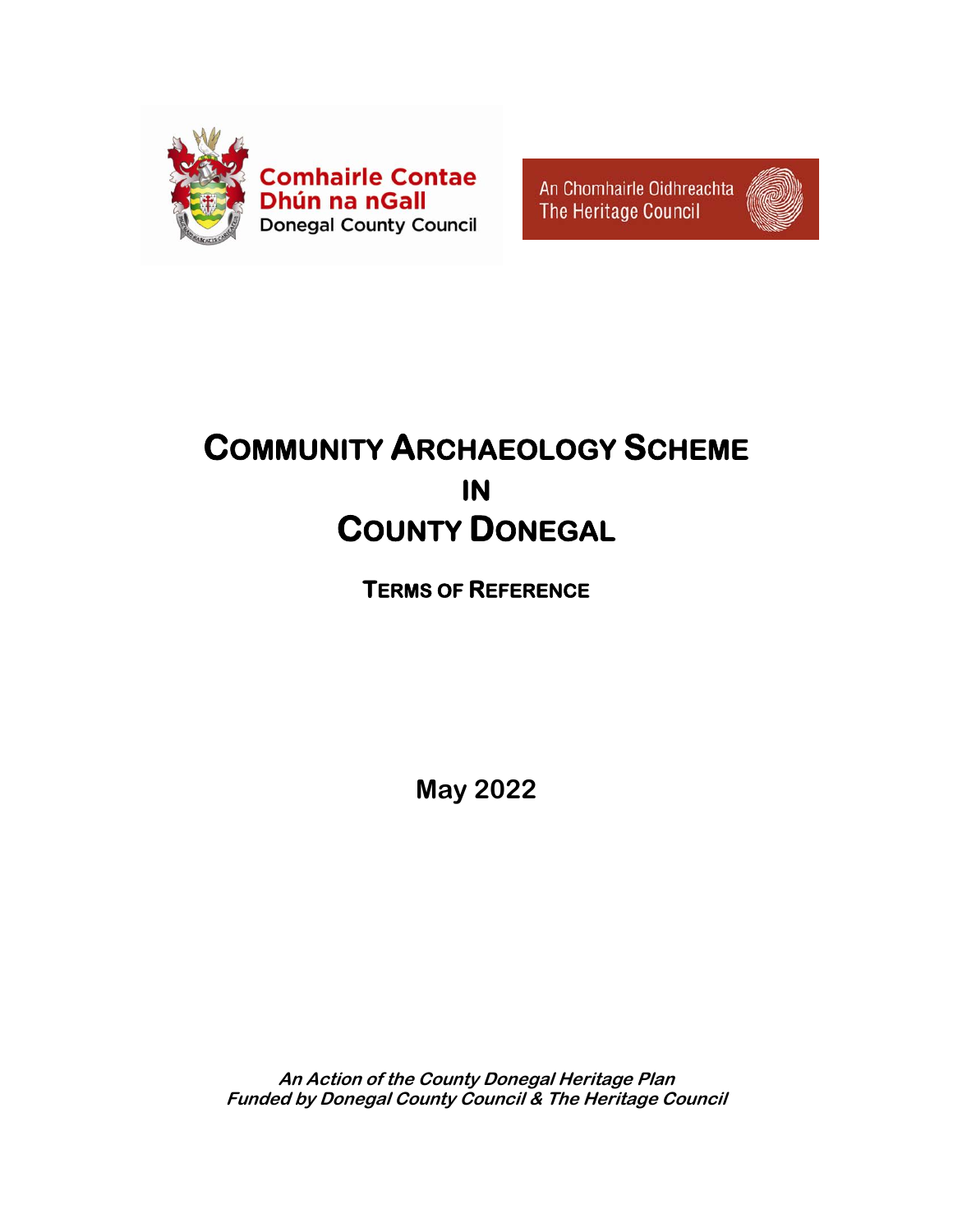Comhairle Contae Dhún na nGall
Donegal County Council

An Chomhairle Oidhreachta
The Heritage Council

# COMMUNITY ARCHAEOLOGY SCHEME IN COUNTY DONEGAL

## TERMS OF REFERENCE

**May 2022**

***An Action of the County Donegal Heritage Plan***
***Funded by Donegal County Council & The Heritage Council***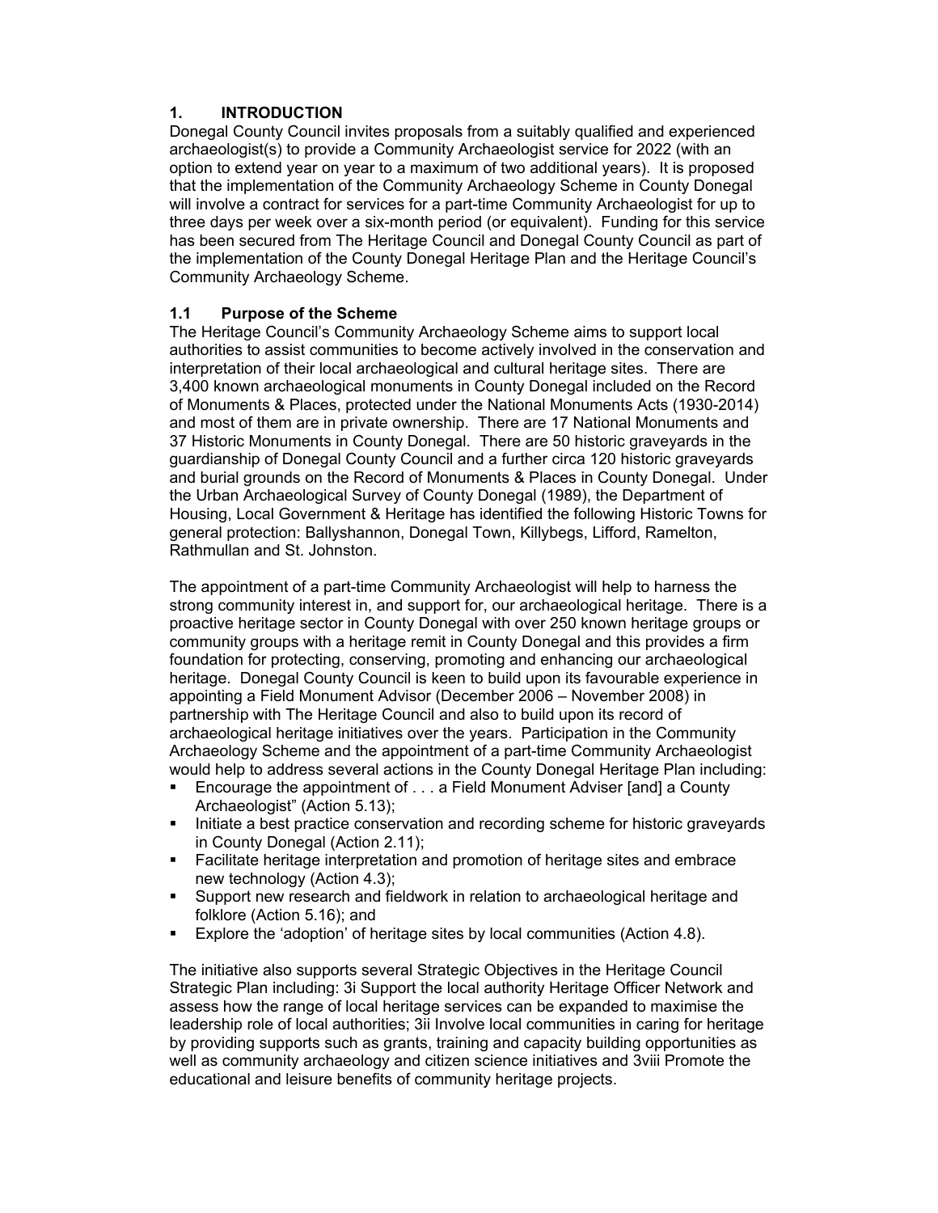## 1. INTRODUCTION

Donegal County Council invites proposals from a suitably qualified and experienced archaeologist(s) to provide a Community Archaeologist service for 2022 (with an option to extend year on year to a maximum of two additional years). It is proposed that the implementation of the Community Archaeology Scheme in County Donegal will involve a contract for services for a part-time Community Archaeologist for up to three days per week over a six-month period (or equivalent). Funding for this service has been secured from The Heritage Council and Donegal County Council as part of the implementation of the County Donegal Heritage Plan and the Heritage Council's Community Archaeology Scheme.

### 1.1 Purpose of the Scheme

The Heritage Council's Community Archaeology Scheme aims to support local authorities to assist communities to become actively involved in the conservation and interpretation of their local archaeological and cultural heritage sites. There are 3,400 known archaeological monuments in County Donegal included on the Record of Monuments & Places, protected under the National Monuments Acts (1930-2014) and most of them are in private ownership. There are 17 National Monuments and 37 Historic Monuments in County Donegal. There are 50 historic graveyards in the guardianship of Donegal County Council and a further circa 120 historic graveyards and burial grounds on the Record of Monuments & Places in County Donegal. Under the Urban Archaeological Survey of County Donegal (1989), the Department of Housing, Local Government & Heritage has identified the following Historic Towns for general protection: Ballyshannon, Donegal Town, Killybegs, Lifford, Ramelton, Rathmullan and St. Johnston.

The appointment of a part-time Community Archaeologist will help to harness the strong community interest in, and support for, our archaeological heritage. There is a proactive heritage sector in County Donegal with over 250 known heritage groups or community groups with a heritage remit in County Donegal and this provides a firm foundation for protecting, conserving, promoting and enhancing our archaeological heritage. Donegal County Council is keen to build upon its favourable experience in appointing a Field Monument Advisor (December 2006 – November 2008) in partnership with The Heritage Council and also to build upon its record of archaeological heritage initiatives over the years. Participation in the Community Archaeology Scheme and the appointment of a part-time Community Archaeologist would help to address several actions in the County Donegal Heritage Plan including:

- Encourage the appointment of . . . a Field Monument Adviser [and] a County Archaeologist" (Action 5.13);
- Initiate a best practice conservation and recording scheme for historic graveyards in County Donegal (Action 2.11);
- Facilitate heritage interpretation and promotion of heritage sites and embrace new technology (Action 4.3);
- Support new research and fieldwork in relation to archaeological heritage and folklore (Action 5.16); and
- Explore the 'adoption' of heritage sites by local communities (Action 4.8).

The initiative also supports several Strategic Objectives in the Heritage Council Strategic Plan including: 3i Support the local authority Heritage Officer Network and assess how the range of local heritage services can be expanded to maximise the leadership role of local authorities; 3ii Involve local communities in caring for heritage by providing supports such as grants, training and capacity building opportunities as well as community archaeology and citizen science initiatives and 3viii Promote the educational and leisure benefits of community heritage projects.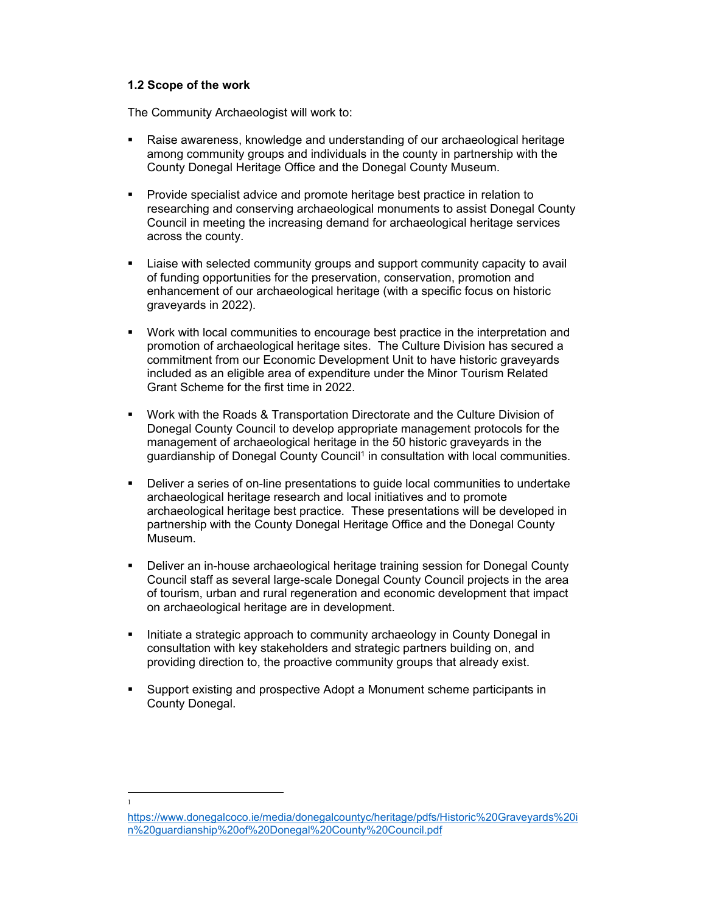### 1.2 Scope of the work

The Community Archaeologist will work to:

- Raise awareness, knowledge and understanding of our archaeological heritage among community groups and individuals in the county in partnership with the County Donegal Heritage Office and the Donegal County Museum.

- Provide specialist advice and promote heritage best practice in relation to researching and conserving archaeological monuments to assist Donegal County Council in meeting the increasing demand for archaeological heritage services across the county.

- Liaise with selected community groups and support community capacity to avail of funding opportunities for the preservation, conservation, promotion and enhancement of our archaeological heritage (with a specific focus on historic graveyards in 2022).

- Work with local communities to encourage best practice in the interpretation and promotion of archaeological heritage sites. The Culture Division has secured a commitment from our Economic Development Unit to have historic graveyards included as an eligible area of expenditure under the Minor Tourism Related Grant Scheme for the first time in 2022.

- Work with the Roads & Transportation Directorate and the Culture Division of Donegal County Council to develop appropriate management protocols for the management of archaeological heritage in the 50 historic graveyards in the guardianship of Donegal County Council[1] in consultation with local communities.

- Deliver a series of on-line presentations to guide local communities to undertake archaeological heritage research and local initiatives and to promote archaeological heritage best practice. These presentations will be developed in partnership with the County Donegal Heritage Office and the Donegal County Museum.

- Deliver an in-house archaeological heritage training session for Donegal County Council staff as several large-scale Donegal County Council projects in the area of tourism, urban and rural regeneration and economic development that impact on archaeological heritage are in development.

- Initiate a strategic approach to community archaeology in County Donegal in consultation with key stakeholders and strategic partners building on, and providing direction to, the proactive community groups that already exist.

- Support existing and prospective Adopt a Monument scheme participants in County Donegal.

---

[1] https://www.donegalcoco.ie/media/donegalcountyc/heritage/pdfs/Historic%20Graveyards%20in%20guardianship%20of%20Donegal%20County%20Council.pdf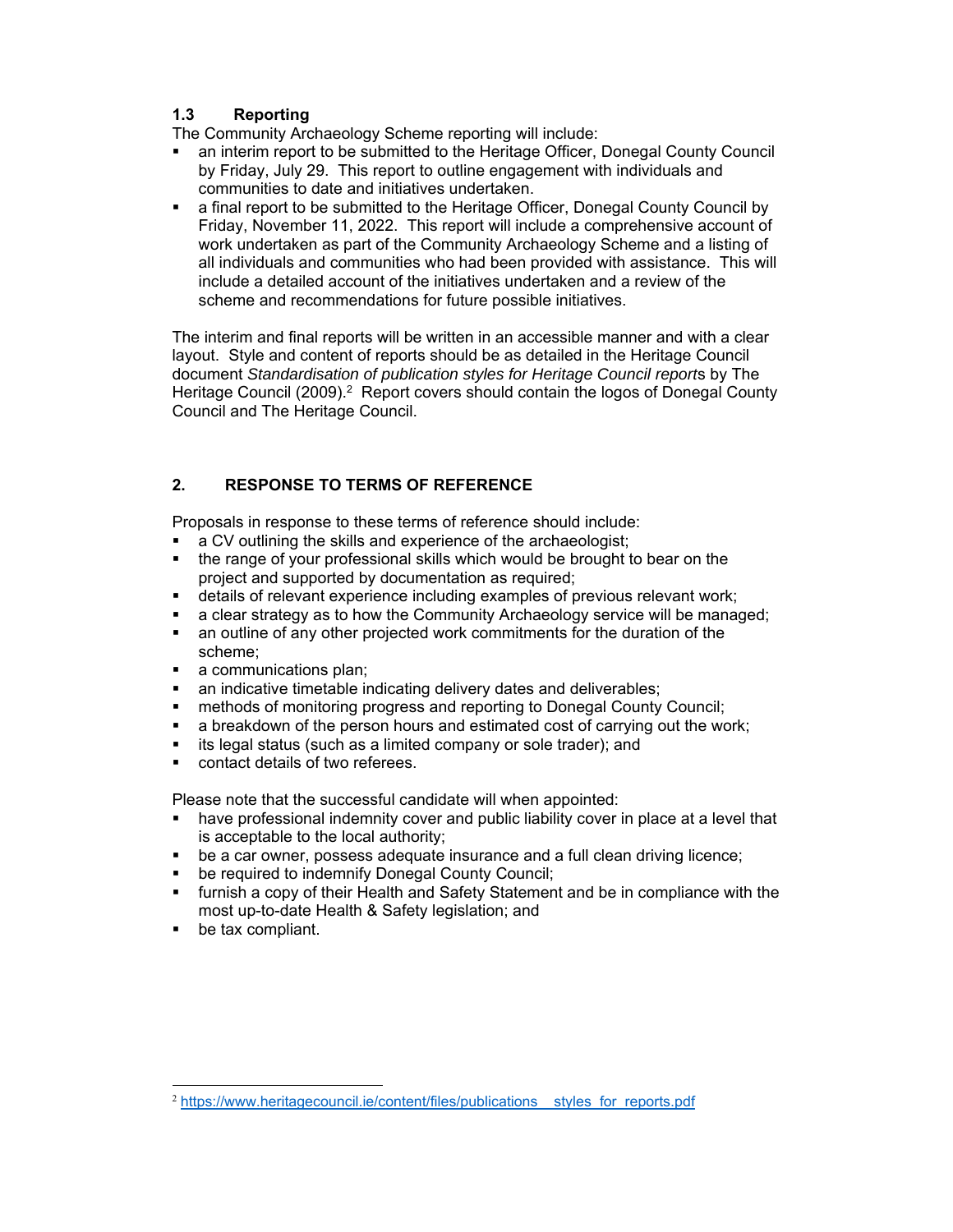### 1.3 Reporting

The Community Archaeology Scheme reporting will include:

- an interim report to be submitted to the Heritage Officer, Donegal County Council by Friday, July 29. This report to outline engagement with individuals and communities to date and initiatives undertaken.
- a final report to be submitted to the Heritage Officer, Donegal County Council by Friday, November 11, 2022. This report will include a comprehensive account of work undertaken as part of the Community Archaeology Scheme and a listing of all individuals and communities who had been provided with assistance. This will include a detailed account of the initiatives undertaken and a review of the scheme and recommendations for future possible initiatives.

The interim and final reports will be written in an accessible manner and with a clear layout. Style and content of reports should be as detailed in the Heritage Council document *Standardisation of publication styles for Heritage Council reports* by The Heritage Council (2009).[2] Report covers should contain the logos of Donegal County Council and The Heritage Council.

## 2. RESPONSE TO TERMS OF REFERENCE

Proposals in response to these terms of reference should include:

- a CV outlining the skills and experience of the archaeologist;
- the range of your professional skills which would be brought to bear on the project and supported by documentation as required;
- details of relevant experience including examples of previous relevant work;
- a clear strategy as to how the Community Archaeology service will be managed;
- an outline of any other projected work commitments for the duration of the scheme;
- a communications plan;
- an indicative timetable indicating delivery dates and deliverables;
- methods of monitoring progress and reporting to Donegal County Council;
- a breakdown of the person hours and estimated cost of carrying out the work;
- its legal status (such as a limited company or sole trader); and
- contact details of two referees.

Please note that the successful candidate will when appointed:

- have professional indemnity cover and public liability cover in place at a level that is acceptable to the local authority;
- be a car owner, possess adequate insurance and a full clean driving licence;
- be required to indemnify Donegal County Council;
- furnish a copy of their Health and Safety Statement and be in compliance with the most up-to-date Health & Safety legislation; and
- be tax compliant.

---

[2] https://www.heritagecouncil.ie/content/files/publications__styles_for_reports.pdf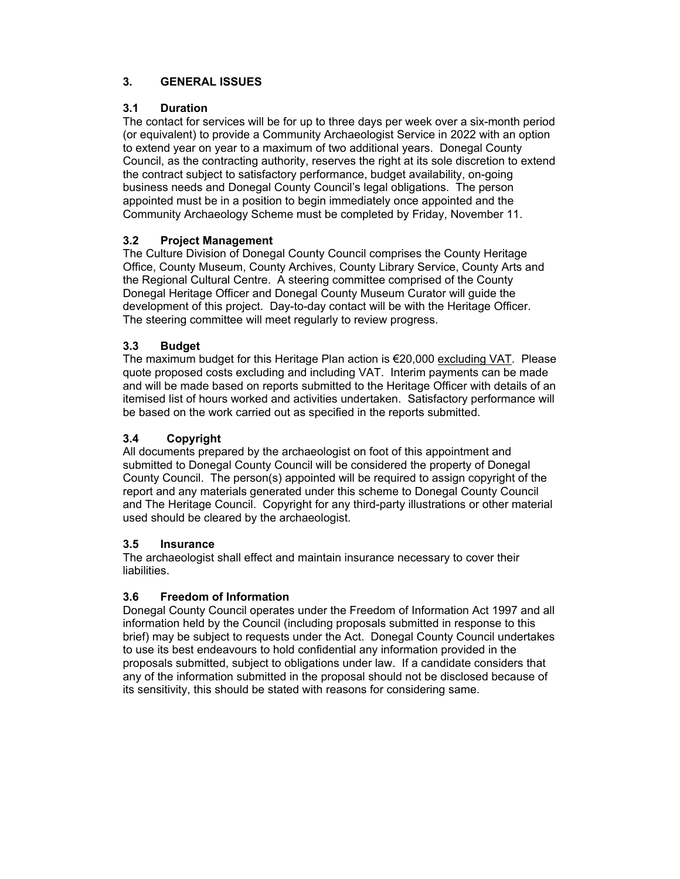## 3. GENERAL ISSUES

### 3.1 Duration

The contact for services will be for up to three days per week over a six-month period (or equivalent) to provide a Community Archaeologist Service in 2022 with an option to extend year on year to a maximum of two additional years. Donegal County Council, as the contracting authority, reserves the right at its sole discretion to extend the contract subject to satisfactory performance, budget availability, on-going business needs and Donegal County Council's legal obligations. The person appointed must be in a position to begin immediately once appointed and the Community Archaeology Scheme must be completed by Friday, November 11.

### 3.2 Project Management

The Culture Division of Donegal County Council comprises the County Heritage Office, County Museum, County Archives, County Library Service, County Arts and the Regional Cultural Centre. A steering committee comprised of the County Donegal Heritage Officer and Donegal County Museum Curator will guide the development of this project. Day-to-day contact will be with the Heritage Officer. The steering committee will meet regularly to review progress.

### 3.3 Budget

The maximum budget for this Heritage Plan action is €20,000 excluding VAT. Please quote proposed costs excluding and including VAT. Interim payments can be made and will be made based on reports submitted to the Heritage Officer with details of an itemised list of hours worked and activities undertaken. Satisfactory performance will be based on the work carried out as specified in the reports submitted.

### 3.4 Copyright

All documents prepared by the archaeologist on foot of this appointment and submitted to Donegal County Council will be considered the property of Donegal County Council. The person(s) appointed will be required to assign copyright of the report and any materials generated under this scheme to Donegal County Council and The Heritage Council. Copyright for any third-party illustrations or other material used should be cleared by the archaeologist.

### 3.5 Insurance

The archaeologist shall effect and maintain insurance necessary to cover their liabilities.

### 3.6 Freedom of Information

Donegal County Council operates under the Freedom of Information Act 1997 and all information held by the Council (including proposals submitted in response to this brief) may be subject to requests under the Act. Donegal County Council undertakes to use its best endeavours to hold confidential any information provided in the proposals submitted, subject to obligations under law. If a candidate considers that any of the information submitted in the proposal should not be disclosed because of its sensitivity, this should be stated with reasons for considering same.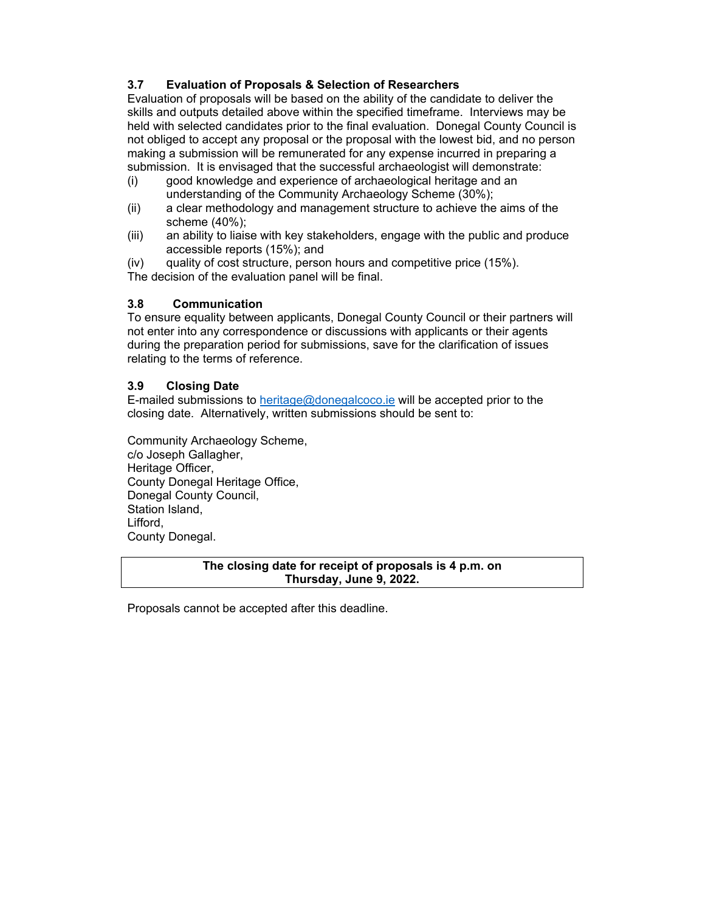### 3.7 Evaluation of Proposals & Selection of Researchers

Evaluation of proposals will be based on the ability of the candidate to deliver the skills and outputs detailed above within the specified timeframe. Interviews may be held with selected candidates prior to the final evaluation. Donegal County Council is not obliged to accept any proposal or the proposal with the lowest bid, and no person making a submission will be remunerated for any expense incurred in preparing a submission. It is envisaged that the successful archaeologist will demonstrate:

(i) good knowledge and experience of archaeological heritage and an understanding of the Community Archaeology Scheme (30%);

(ii) a clear methodology and management structure to achieve the aims of the scheme (40%);

(iii) an ability to liaise with key stakeholders, engage with the public and produce accessible reports (15%); and

(iv) quality of cost structure, person hours and competitive price (15%).

The decision of the evaluation panel will be final.

### 3.8 Communication

To ensure equality between applicants, Donegal County Council or their partners will not enter into any correspondence or discussions with applicants or their agents during the preparation period for submissions, save for the clarification of issues relating to the terms of reference.

### 3.9 Closing Date

E-mailed submissions to heritage@donegalcoco.ie will be accepted prior to the closing date. Alternatively, written submissions should be sent to:

Community Archaeology Scheme,
c/o Joseph Gallagher,
Heritage Officer,
County Donegal Heritage Office,
Donegal County Council,
Station Island,
Lifford,
County Donegal.

**The closing date for receipt of proposals is 4 p.m. on Thursday, June 9, 2022.**

Proposals cannot be accepted after this deadline.